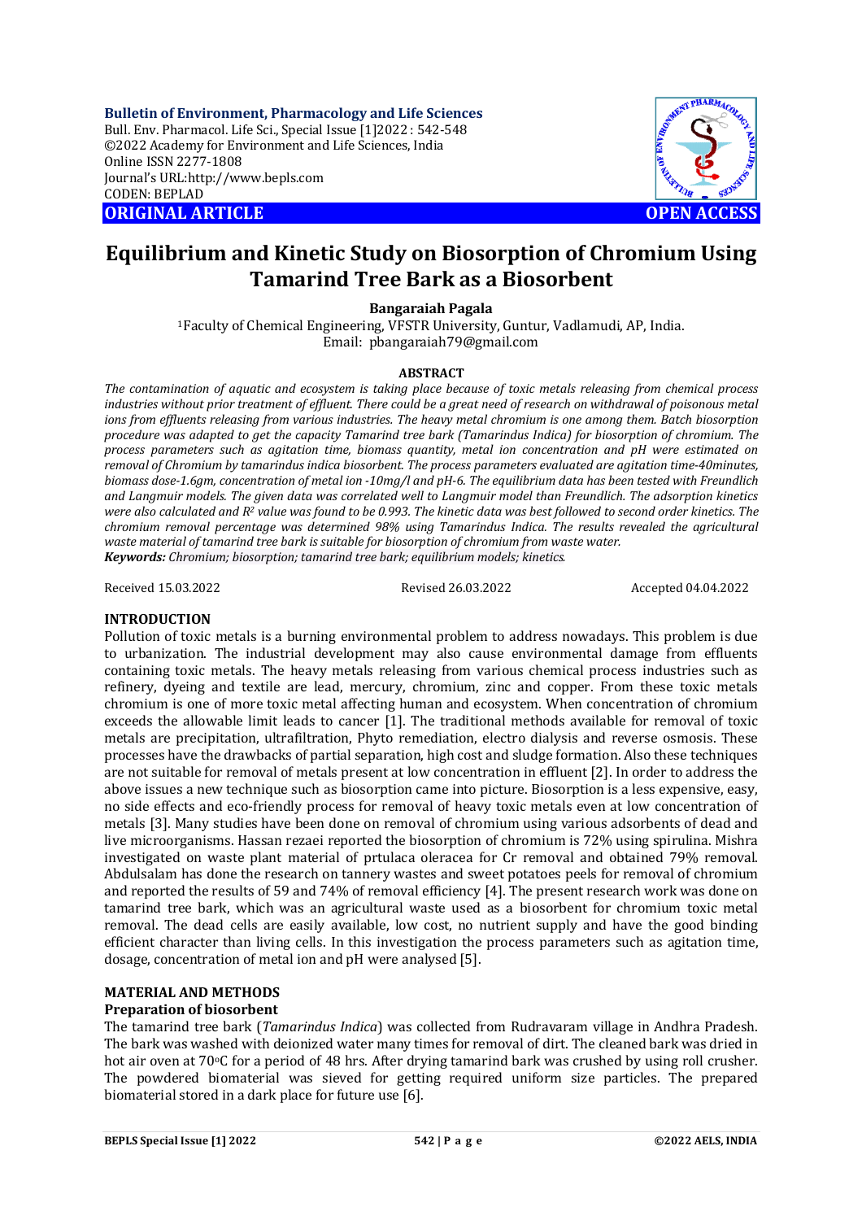**ORIGINAL ARTICLE** **OPEN ACCESS**

# Equilibrium and Kinetic Study on Biosorption of Chromium Using Tamarind Tree Bark as a Biosorbent

**Bangaraiah Pagala**

[1]Faculty of Chemical Engineering, VFSTR University, Guntur, Vadlamudi, AP, India.
Email: pbangaraiah79@gmail.com

## ABSTRACT

*The contamination of aquatic and ecosystem is taking place because of toxic metals releasing from chemical process industries without prior treatment of effluent. There could be a great need of research on withdrawal of poisonous metal ions from effluents releasing from various industries. The heavy metal chromium is one among them. Batch biosorption procedure was adapted to get the capacity Tamarind tree bark (Tamarindus Indica) for biosorption of chromium. The process parameters such as agitation time, biomass quantity, metal ion concentration and pH were estimated on removal of Chromium by tamarindus indica biosorbent. The process parameters evaluated are agitation time-40minutes, biomass dose-1.6gm, concentration of metal ion -10mg/l and pH-6. The equilibrium data has been tested with Freundlich and Langmuir models. The given data was correlated well to Langmuir model than Freundlich. The adsorption kinetics were also calculated and $R^2$ value was found to be 0.993. The kinetic data was best followed to second order kinetics. The chromium removal percentage was determined 98% using Tamarindus Indica. The results revealed the agricultural waste material of tamarind tree bark is suitable for biosorption of chromium from waste water.*

***Keywords:*** *Chromium; biosorption; tamarind tree bark; equilibrium models; kinetics.*

Received 15.03.2022 Revised 26.03.2022 Accepted 04.04.2022

## INTRODUCTION

Pollution of toxic metals is a burning environmental problem to address nowadays. This problem is due to urbanization. The industrial development may also cause environmental damage from effluents containing toxic metals. The heavy metals releasing from various chemical process industries such as refinery, dyeing and textile are lead, mercury, chromium, zinc and copper. From these toxic metals chromium is one of more toxic metal affecting human and ecosystem. When concentration of chromium exceeds the allowable limit leads to cancer [1]. The traditional methods available for removal of toxic metals are precipitation, ultrafiltration, Phyto remediation, electro dialysis and reverse osmosis. These processes have the drawbacks of partial separation, high cost and sludge formation. Also these techniques are not suitable for removal of metals present at low concentration in effluent [2]. In order to address the above issues a new technique such as biosorption came into picture. Biosorption is a less expensive, easy, no side effects and eco-friendly process for removal of heavy toxic metals even at low concentration of metals [3]. Many studies have been done on removal of chromium using various adsorbents of dead and live microorganisms. Hassan rezaei reported the biosorption of chromium is 72% using spirulina. Mishra investigated on waste plant material of prtulaca oleracea for Cr removal and obtained 79% removal. Abdulsalam has done the research on tannery wastes and sweet potatoes peels for removal of chromium and reported the results of 59 and 74% of removal efficiency [4]. The present research work was done on tamarind tree bark, which was an agricultural waste used as a biosorbent for chromium toxic metal removal. The dead cells are easily available, low cost, no nutrient supply and have the good binding efficient character than living cells. In this investigation the process parameters such as agitation time, dosage, concentration of metal ion and pH were analysed [5].

## MATERIAL AND METHODS

### Preparation of biosorbent

The tamarind tree bark (*Tamarindus Indica*) was collected from Rudravaram village in Andhra Pradesh. The bark was washed with deionized water many times for removal of dirt. The cleaned bark was dried in hot air oven at 70°C for a period of 48 hrs. After drying tamarind bark was crushed by using roll crusher. The powdered biomaterial was sieved for getting required uniform size particles. The prepared biomaterial stored in a dark place for future use [6].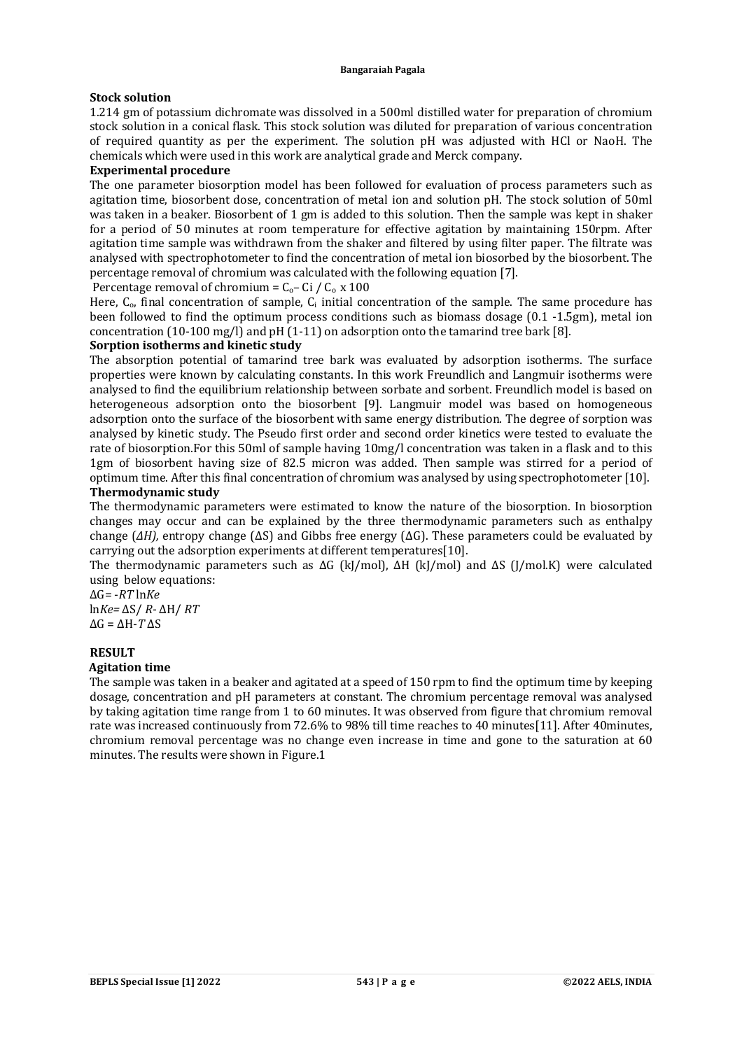**Stock solution**

1.214 gm of potassium dichromate was dissolved in a 500ml distilled water for preparation of chromium stock solution in a conical flask. This stock solution was diluted for preparation of various concentration of required quantity as per the experiment. The solution pH was adjusted with HCl or NaoH. The chemicals which were used in this work are analytical grade and Merck company.

**Experimental procedure**

The one parameter biosorption model has been followed for evaluation of process parameters such as agitation time, biosorbent dose, concentration of metal ion and solution pH. The stock solution of 50ml was taken in a beaker. Biosorbent of 1 gm is added to this solution. Then the sample was kept in shaker for a period of 50 minutes at room temperature for effective agitation by maintaining 150rpm. After agitation time sample was withdrawn from the shaker and filtered by using filter paper. The filtrate was analysed with spectrophotometer to find the concentration of metal ion biosorbed by the biosorbent. The percentage removal of chromium was calculated with the following equation [7].

Percentage removal of chromium = $C_o - Ci / C_o \times 100$

Here, $C_o$, final concentration of sample, $C_i$ initial concentration of the sample. The same procedure has been followed to find the optimum process conditions such as biomass dosage (0.1 -1.5gm), metal ion concentration (10-100 mg/l) and pH (1-11) on adsorption onto the tamarind tree bark [8].

**Sorption isotherms and kinetic study**

The absorption potential of tamarind tree bark was evaluated by adsorption isotherms. The surface properties were known by calculating constants. In this work Freundlich and Langmuir isotherms were analysed to find the equilibrium relationship between sorbate and sorbent. Freundlich model is based on heterogeneous adsorption onto the biosorbent [9]. Langmuir model was based on homogeneous adsorption onto the surface of the biosorbent with same energy distribution. The degree of sorption was analysed by kinetic study. The Pseudo first order and second order kinetics were tested to evaluate the rate of biosorption.For this 50ml of sample having 10mg/l concentration was taken in a flask and to this 1gm of biosorbent having size of 82.5 micron was added. Then sample was stirred for a period of optimum time. After this final concentration of chromium was analysed by using spectrophotometer [10].

**Thermodynamic study**

The thermodynamic parameters were estimated to know the nature of the biosorption. In biosorption changes may occur and can be explained by the three thermodynamic parameters such as enthalpy change (*ΔH),* entropy change (ΔS) and Gibbs free energy (ΔG). These parameters could be evaluated by carrying out the adsorption experiments at different temperatures[10].

The thermodynamic parameters such as ΔG (kJ/mol), ΔH (kJ/mol) and ΔS (J/mol.K) were calculated using below equations:

$\Delta G = -RT \ln Ke$

$\ln Ke = \Delta S / R - \Delta H / RT$

$\Delta G = \Delta H - T\Delta S$

## RESULT

**Agitation time**

The sample was taken in a beaker and agitated at a speed of 150 rpm to find the optimum time by keeping dosage, concentration and pH parameters at constant. The chromium percentage removal was analysed by taking agitation time range from 1 to 60 minutes. It was observed from figure that chromium removal rate was increased continuously from 72.6% to 98% till time reaches to 40 minutes[11]. After 40minutes, chromium removal percentage was no change even increase in time and gone to the saturation at 60 minutes. The results were shown in Figure.1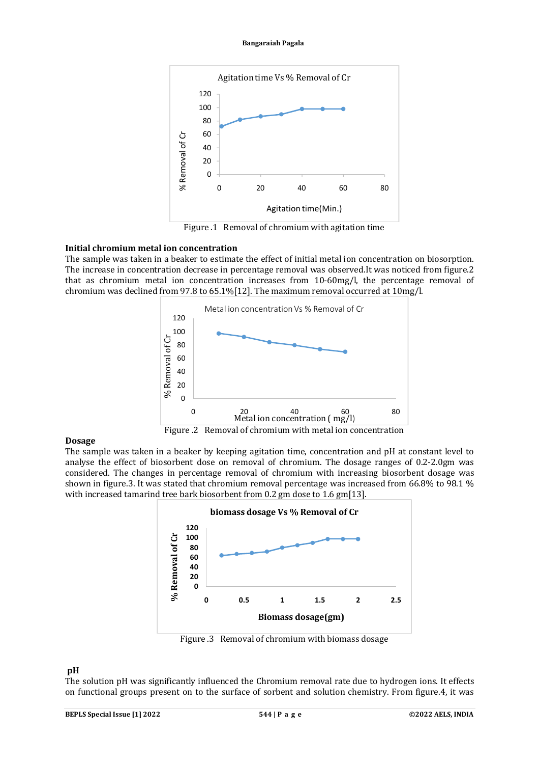Figure .1 Removal of chromium with agitation time

**Initial chromium metal ion concentration**

The sample was taken in a beaker to estimate the effect of initial metal ion concentration on biosorption. The increase in concentration decrease in percentage removal was observed.It was noticed from figure.2 that as chromium metal ion concentration increases from 10-60mg/l, the percentage removal of chromium was declined from 97.8 to 65.1%[12]. The maximum removal occurred at 10mg/l.

Figure .2 Removal of chromium with metal ion concentration

**Dosage**

The sample was taken in a beaker by keeping agitation time, concentration and pH at constant level to analyse the effect of biosorbent dose on removal of chromium. The dosage ranges of 0.2-2.0gm was considered. The changes in percentage removal of chromium with increasing biosorbent dosage was shown in figure.3. It was stated that chromium removal percentage was increased from 66.8% to 98.1 % with increased tamarind tree bark biosorbent from 0.2 gm dose to 1.6 gm[13].

Figure .3 Removal of chromium with biomass dosage

**pH**

The solution pH was significantly influenced the Chromium removal rate due to hydrogen ions. It effects on functional groups present on to the surface of sorbent and solution chemistry. From figure.4, it was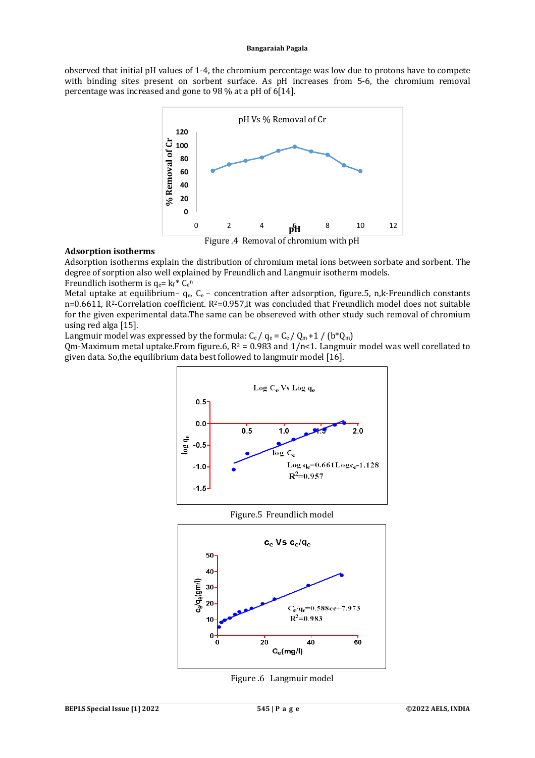observed that initial pH values of 1-4, the chromium percentage was low due to protons have to compete with binding sites present on sorbent surface. As pH increases from 5-6, the chromium removal percentage was increased and gone to 98 % at a pH of 6[14].

Figure .4 Removal of chromium with pH

**Adsorption isotherms**

Adsorption isotherms explain the distribution of chromium metal ions between sorbate and sorbent. The degree of sorption also well explained by Freundlich and Langmuir isotherm models.

Freundlich isotherm is $q_e = k_f * C_e^n$

Metal uptake at equilibrium– $q_e$, $C_e$ – concentration after adsorption, figure.5, n,k-Freundlich constants n=0.6611, $R^2$-Correlation coefficient. $R^2$=0.957,it was concluded that Freundlich model does not suitable for the given experimental data.The same can be obsereved with other study such removal of chromium using red alga [15].

Langmuir model was expressed by the formula: $C_e / q_e = C_e / Q_m + 1 / (b*Q_m)$

Qm-Maximum metal uptake.From figure.6, $R^2$ = 0.983 and 1/n<1. Langmuir model was well corellated to given data. So,the equilibrium data best followed to langmuir model [16].

Figure.5 Freundlich model

Figure .6 Langmuir model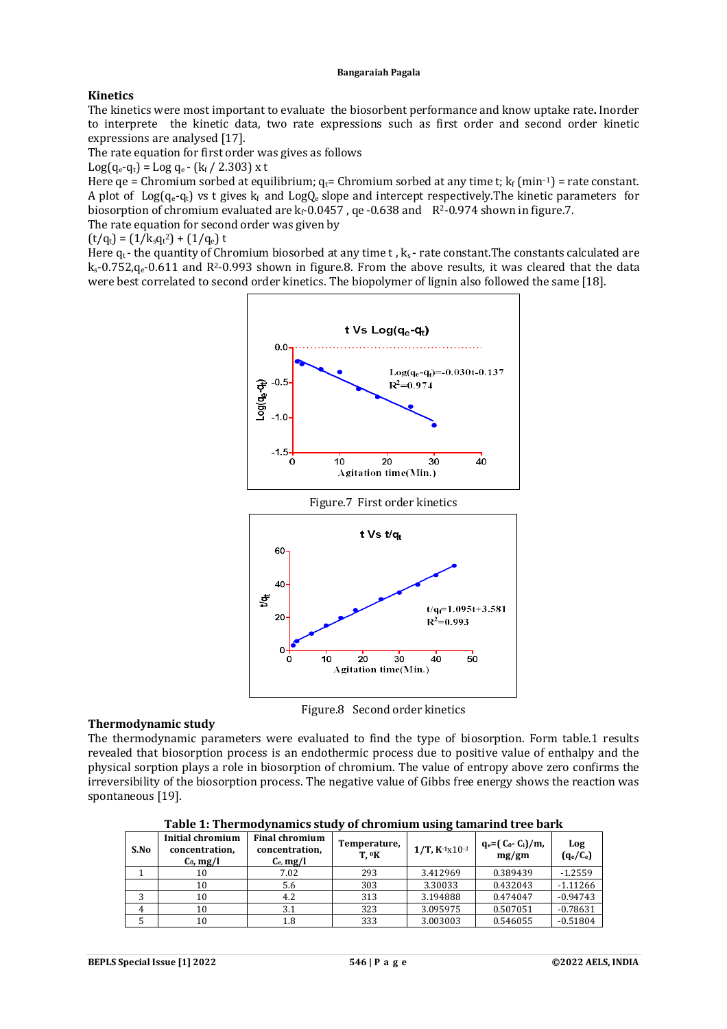## Kinetics

The kinetics were most important to evaluate the biosorbent performance and know uptake rate. Inorder to interprete the kinetic data, two rate expressions such as first order and second order kinetic expressions are analysed [17].

The rate equation for first order was gives as follows

$\text{Log}(q_e\text{-}q_t) = \text{Log } q_e - (k_f / 2.303) \times t$

Here qe = Chromium sorbed at equilibrium; $q_t$= Chromium sorbed at any time t; $k_f$ ($\text{min}^{-1}$) = rate constant. A plot of $\text{Log}(q_e\text{-}q_t)$ vs t gives $k_f$ and $\text{Log}Q_e$ slope and intercept respectively. The kinetic parameters for biosorption of chromium evaluated are $k_f$-0.0457 , qe -0.638 and $R^2$-0.974 shown in figure.7.

The rate equation for second order was given by

$(t/q_t) = (1/k_s q_t^2) + (1/q_e)\ t$

Here $q_t$ - the quantity of Chromium biosorbed at any time t , $k_s$ - rate constant. The constants calculated are $k_s$-0.752, $q_e$-0.611 and $R^2$-0.993 shown in figure.8. From the above results, it was cleared that the data were best correlated to second order kinetics. The biopolymer of lignin also followed the same [18].

Figure.7 First order kinetics

Figure.8 Second order kinetics

## Thermodynamic study

The thermodynamic parameters were evaluated to find the type of biosorption. Form table.1 results revealed that biosorption process is an endothermic process due to positive value of enthalpy and the physical sorption plays a role in biosorption of chromium. The value of entropy above zero confirms the irreversibility of the biosorption process. The negative value of Gibbs free energy shows the reaction was spontaneous [19].

**Table 1: Thermodynamics study of chromium using tamarind tree bark**

| S.No | Initial chromium concentration, $C_0$, mg/l | Final chromium concentration, $C_e$, mg/l | Temperature, T, ⁰K | 1/T, $K^{-1}$x$10^{-3}$ | $q_e$=( $C_0$- $C_i$)/m, mg/gm | Log ($q_e/C_e$) |
|---|---|---|---|---|---|---|
| 1 | 10 | 7.02 | 293 | 3.412969 | 0.389439 | -1.2559 |
|  | 10 | 5.6 | 303 | 3.30033 | 0.432043 | -1.11266 |
| 3 | 10 | 4.2 | 313 | 3.194888 | 0.474047 | -0.94743 |
| 4 | 10 | 3.1 | 323 | 3.095975 | 0.507051 | -0.78631 |
| 5 | 10 | 1.8 | 333 | 3.003003 | 0.546055 | -0.51804 |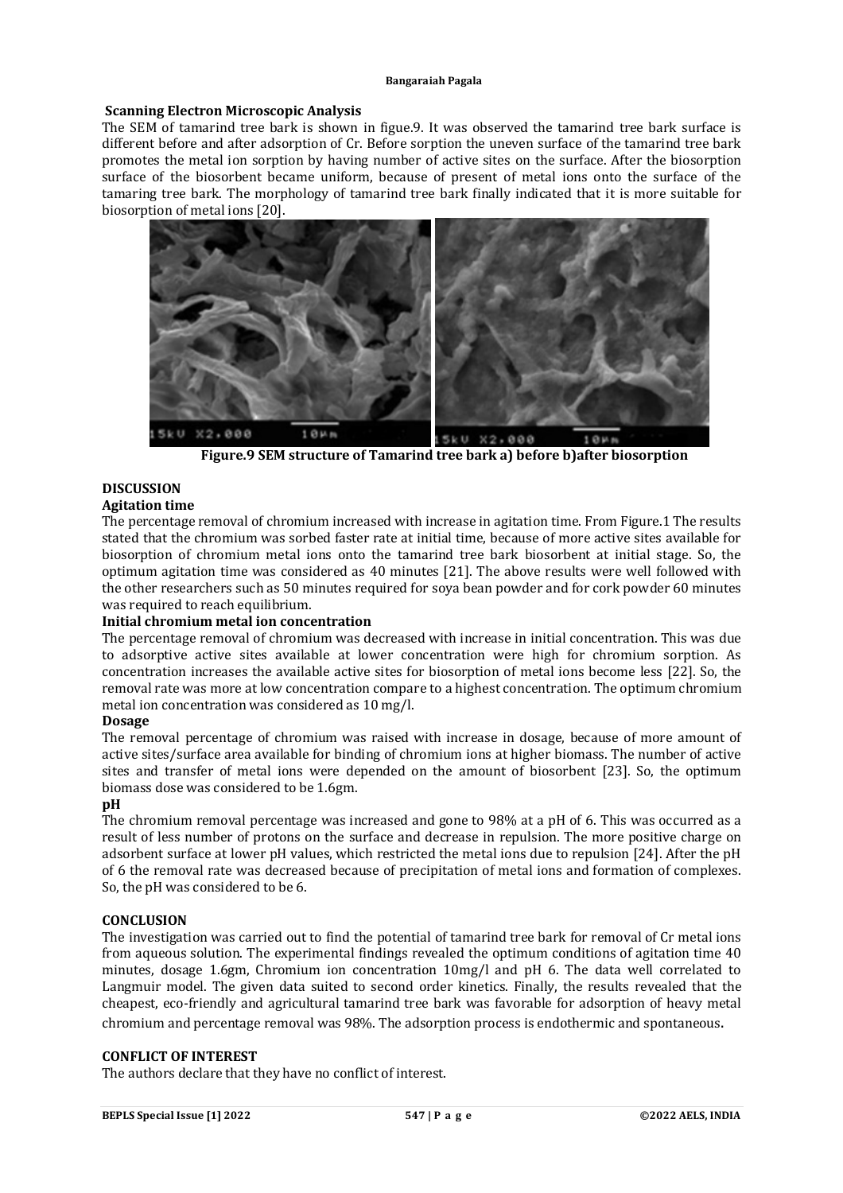### Scanning Electron Microscopic Analysis

The SEM of tamarind tree bark is shown in figue.9. It was observed the tamarind tree bark surface is different before and after adsorption of Cr. Before sorption the uneven surface of the tamarind tree bark promotes the metal ion sorption by having number of active sites on the surface. After the biosorption surface of the biosorbent became uniform, because of present of metal ions onto the surface of the tamaring tree bark. The morphology of tamarind tree bark finally indicated that it is more suitable for biosorption of metal ions [20].

**Figure.9 SEM structure of Tamarind tree bark a) before b)after biosorption**

## DISCUSSION

### Agitation time

The percentage removal of chromium increased with increase in agitation time. From Figure.1 The results stated that the chromium was sorbed faster rate at initial time, because of more active sites available for biosorption of chromium metal ions onto the tamarind tree bark biosorbent at initial stage. So, the optimum agitation time was considered as 40 minutes [21]. The above results were well followed with the other researchers such as 50 minutes required for soya bean powder and for cork powder 60 minutes was required to reach equilibrium.

### Initial chromium metal ion concentration

The percentage removal of chromium was decreased with increase in initial concentration. This was due to adsorptive active sites available at lower concentration were high for chromium sorption. As concentration increases the available active sites for biosorption of metal ions become less [22]. So, the removal rate was more at low concentration compare to a highest concentration. The optimum chromium metal ion concentration was considered as 10 mg/l.

### Dosage

The removal percentage of chromium was raised with increase in dosage, because of more amount of active sites/surface area available for binding of chromium ions at higher biomass. The number of active sites and transfer of metal ions were depended on the amount of biosorbent [23]. So, the optimum biomass dose was considered to be 1.6gm.

### pH

The chromium removal percentage was increased and gone to 98% at a pH of 6. This was occurred as a result of less number of protons on the surface and decrease in repulsion. The more positive charge on adsorbent surface at lower pH values, which restricted the metal ions due to repulsion [24]. After the pH of 6 the removal rate was decreased because of precipitation of metal ions and formation of complexes. So, the pH was considered to be 6.

## CONCLUSION

The investigation was carried out to find the potential of tamarind tree bark for removal of Cr metal ions from aqueous solution. The experimental findings revealed the optimum conditions of agitation time 40 minutes, dosage 1.6gm, Chromium ion concentration 10mg/l and pH 6. The data well correlated to Langmuir model. The given data suited to second order kinetics. Finally, the results revealed that the cheapest, eco-friendly and agricultural tamarind tree bark was favorable for adsorption of heavy metal chromium and percentage removal was 98%. The adsorption process is endothermic and spontaneous.

## CONFLICT OF INTEREST

The authors declare that they have no conflict of interest.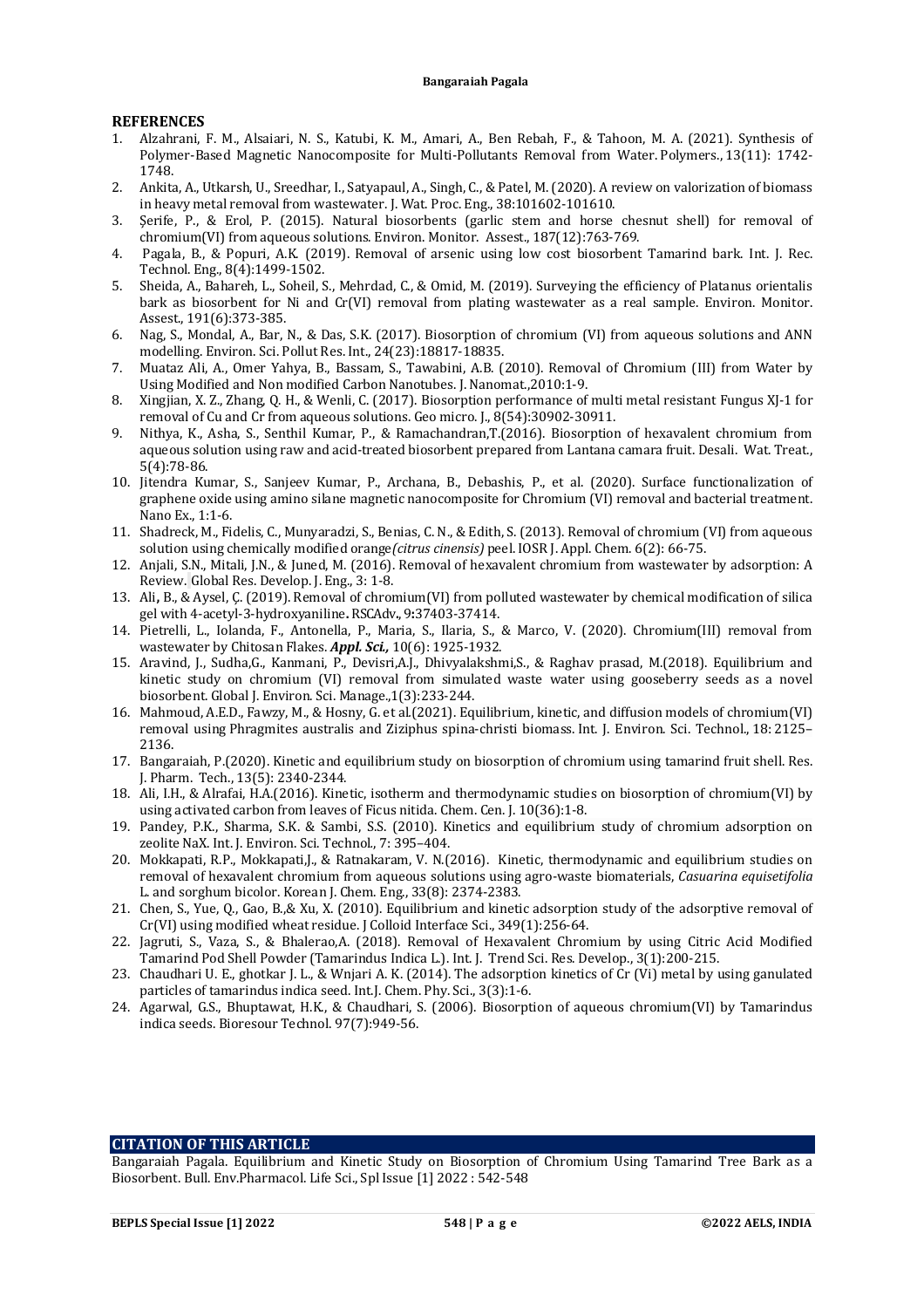## REFERENCES

1. Alzahrani, F. M., Alsaiari, N. S., Katubi, K. M., Amari, A., Ben Rebah, F., & Tahoon, M. A. (2021). Synthesis of Polymer-Based Magnetic Nanocomposite for Multi-Pollutants Removal from Water. Polymers., 13(11): 1742-1748.
2. Ankita, A., Utkarsh, U., Sreedhar, I., Satyapaul, A., Singh, C., & Patel, M. (2020). A review on valorization of biomass in heavy metal removal from wastewater. J. Wat. Proc. Eng., 38:101602-101610.
3. Şerife, P., & Erol, P. (2015). Natural biosorbents (garlic stem and horse chesnut shell) for removal of chromium(VI) from aqueous solutions. Environ. Monitor. Assest., 187(12):763-769.
4. Pagala, B., & Popuri, A.K. (2019). Removal of arsenic using low cost biosorbent Tamarind bark. Int. J. Rec. Technol. Eng., 8(4):1499-1502.
5. Sheida, A., Bahareh, L., Soheil, S., Mehrdad, C., & Omid, M. (2019). Surveying the efficiency of Platanus orientalis bark as biosorbent for Ni and Cr(VI) removal from plating wastewater as a real sample. Environ. Monitor. Assest., 191(6):373-385.
6. Nag, S., Mondal, A., Bar, N., & Das, S.K. (2017). Biosorption of chromium (VI) from aqueous solutions and ANN modelling. Environ. Sci. Pollut Res. Int., 24(23):18817-18835.
7. Muataz Ali, A., Omer Yahya, B., Bassam, S., Tawabini, A.B. (2010). Removal of Chromium (III) from Water by Using Modified and Non modified Carbon Nanotubes. J. Nanomat.,2010:1-9.
8. Xingjian, X. Z., Zhang, Q. H., & Wenli, C. (2017). Biosorption performance of multi metal resistant Fungus XJ-1 for removal of Cu and Cr from aqueous solutions. Geo micro. J., 8(54):30902-30911.
9. Nithya, K., Asha, S., Senthil Kumar, P., & Ramachandran,T.(2016). Biosorption of hexavalent chromium from aqueous solution using raw and acid-treated biosorbent prepared from Lantana camara fruit. Desali. Wat. Treat., 5(4):78-86.
10. Jitendra Kumar, S., Sanjeev Kumar, P., Archana, B., Debashis, P., et al. (2020). Surface functionalization of graphene oxide using amino silane magnetic nanocomposite for Chromium (VI) removal and bacterial treatment. Nano Ex., 1:1-6.
11. Shadreck, M., Fidelis, C., Munyaradzi, S., Benias, C. N., & Edith, S. (2013). Removal of chromium (VI) from aqueous solution using chemically modified orange*(citrus cinensis)* peel. IOSR J. Appl. Chem. 6(2): 66-75.
12. Anjali, S.N., Mitali, J.N., & Juned, M. (2016). Removal of hexavalent chromium from wastewater by adsorption: A Review. Global Res. Develop. J. Eng., 3: 1-8.
13. Ali**,** B., & Aysel, Ç. (2019). Removal of chromium(VI) from polluted wastewater by chemical modification of silica gel with 4-acetyl-3-hydroxyaniline**.** RSCAdv.**,** 9**:**37403-37414.
14. Pietrelli, L., Iolanda, F., Antonella, P., Maria, S., Ilaria, S., & Marco, V. (2020). Chromium(III) removal from wastewater by Chitosan Flakes. ***Appl. Sci.,*** 10(6): 1925-1932.
15. Aravind, J., Sudha,G., Kanmani, P., Devisri,A.J., Dhivyalakshmi,S., & Raghav prasad, M.(2018). Equilibrium and kinetic study on chromium (VI) removal from simulated waste water using gooseberry seeds as a novel biosorbent. Global J. Environ. Sci. Manage.,1(3):233-244.
16. Mahmoud, A.E.D., Fawzy, M., & Hosny, G. et al.(2021). Equilibrium, kinetic, and diffusion models of chromium(VI) removal using Phragmites australis and Ziziphus spina-christi biomass. Int. J. Environ. Sci. Technol., 18: 2125–2136.
17. Bangaraiah, P.(2020). Kinetic and equilibrium study on biosorption of chromium using tamarind fruit shell. Res. J. Pharm. Tech., 13(5): 2340-2344.
18. Ali, I.H., & Alrafai, H.A.(2016). Kinetic, isotherm and thermodynamic studies on biosorption of chromium(VI) by using activated carbon from leaves of Ficus nitida. Chem. Cen. J. 10(36):1-8.
19. Pandey, P.K., Sharma, S.K. & Sambi, S.S. (2010). Kinetics and equilibrium study of chromium adsorption on zeolite NaX. Int. J. Environ. Sci. Technol., 7: 395–404.
20. Mokkapati, R.P., Mokkapati,J., & Ratnakaram, V. N.(2016). Kinetic, thermodynamic and equilibrium studies on removal of hexavalent chromium from aqueous solutions using agro-waste biomaterials, *Casuarina equisetifolia* L. and sorghum bicolor. Korean J. Chem. Eng., 33(8): 2374-2383.
21. Chen, S., Yue, Q., Gao, B.,& Xu, X. (2010). Equilibrium and kinetic adsorption study of the adsorptive removal of Cr(VI) using modified wheat residue. J Colloid Interface Sci., 349(1):256-64.
22. Jagruti, S., Vaza, S., & Bhalerao,A. (2018). Removal of Hexavalent Chromium by using Citric Acid Modified Tamarind Pod Shell Powder (Tamarindus Indica L.). Int. J. Trend Sci. Res. Develop., 3(1):200-215.
23. Chaudhari U. E., ghotkar J. L., & Wnjari A. K. (2014). The adsorption kinetics of Cr (Vi) metal by using ganulated particles of tamarindus indica seed. Int.J. Chem. Phy. Sci., 3(3):1-6.
24. Agarwal, G.S., Bhuptawat, H.K., & Chaudhari, S. (2006). Biosorption of aqueous chromium(VI) by Tamarindus indica seeds. Bioresour Technol. 97(7):949-56.

## CITATION OF THIS ARTICLE

Bangaraiah Pagala. Equilibrium and Kinetic Study on Biosorption of Chromium Using Tamarind Tree Bark as a Biosorbent. Bull. Env.Pharmacol. Life Sci., Spl Issue [1] 2022 : 542-548